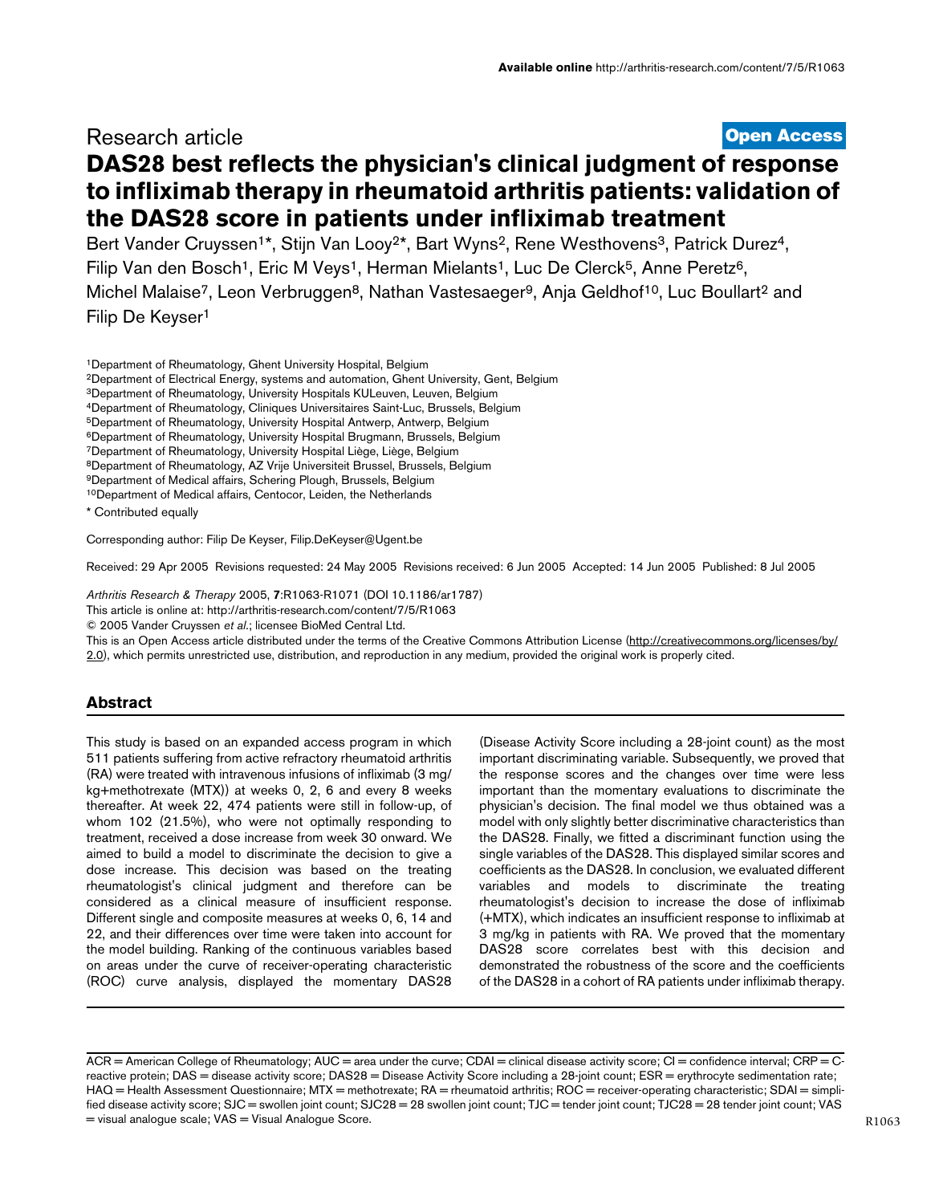Research article

**Open Access**

# DAS28 best reflects the physician's clinical judgment of response to infliximab therapy in rheumatoid arthritis patients: validation of the DAS28 score in patients under infliximab treatment

Bert Vander Cruyssen[1]*, Stijn Van Looy[2]*, Bart Wyns[2], Rene Westhovens[3], Patrick Durez[4], Filip Van den Bosch[1], Eric M Veys[1], Herman Mielants[1], Luc De Clerck[5], Anne Peretz[6], Michel Malaise[7], Leon Verbruggen[8], Nathan Vastesaeger[9], Anja Geldhof[10], Luc Boullart[2] and Filip De Keyser[1]

[1]Department of Rheumatology, Ghent University Hospital, Belgium
[2]Department of Electrical Energy, systems and automation, Ghent University, Gent, Belgium
[3]Department of Rheumatology, University Hospitals KULeuven, Leuven, Belgium
[4]Department of Rheumatology, Cliniques Universitaires Saint-Luc, Brussels, Belgium
[5]Department of Rheumatology, University Hospital Antwerp, Antwerp, Belgium
[6]Department of Rheumatology, University Hospital Brugmann, Brussels, Belgium
[7]Department of Rheumatology, University Hospital Liège, Liège, Belgium
[8]Department of Rheumatology, AZ Vrije Universiteit Brussel, Brussels, Belgium
[9]Department of Medical affairs, Schering Plough, Brussels, Belgium
[10]Department of Medical affairs, Centocor, Leiden, the Netherlands

\* Contributed equally

Corresponding author: Filip De Keyser, Filip.DeKeyser@Ugent.be

Received: 29 Apr 2005 Revisions requested: 24 May 2005 Revisions received: 6 Jun 2005 Accepted: 14 Jun 2005 Published: 8 Jul 2005

*Arthritis Research & Therapy* 2005, **7**:R1063-R1071 (DOI 10.1186/ar1787)

This article is online at: http://arthritis-research.com/content/7/5/R1063

© 2005 Vander Cruyssen *et al.*; licensee BioMed Central Ltd.

This is an Open Access article distributed under the terms of the Creative Commons Attribution License (http://creativecommons.org/licenses/by/2.0), which permits unrestricted use, distribution, and reproduction in any medium, provided the original work is properly cited.

## Abstract

This study is based on an expanded access program in which 511 patients suffering from active refractory rheumatoid arthritis (RA) were treated with intravenous infusions of infliximab (3 mg/kg+methotrexate (MTX)) at weeks 0, 2, 6 and every 8 weeks thereafter. At week 22, 474 patients were still in follow-up, of whom 102 (21.5%), who were not optimally responding to treatment, received a dose increase from week 30 onward. We aimed to build a model to discriminate the decision to give a dose increase. This decision was based on the treating rheumatologist's clinical judgment and therefore can be considered as a clinical measure of insufficient response. Different single and composite measures at weeks 0, 6, 14 and 22, and their differences over time were taken into account for the model building. Ranking of the continuous variables based on areas under the curve of receiver-operating characteristic (ROC) curve analysis, displayed the momentary DAS28 (Disease Activity Score including a 28-joint count) as the most important discriminating variable. Subsequently, we proved that the response scores and the changes over time were less important than the momentary evaluations to discriminate the physician's decision. The final model we thus obtained was a model with only slightly better discriminative characteristics than the DAS28. Finally, we fitted a discriminant function using the single variables of the DAS28. This displayed similar scores and coefficients as the DAS28. In conclusion, we evaluated different variables and models to discriminate the treating rheumatologist's decision to increase the dose of infliximab (+MTX), which indicates an insufficient response to infliximab at 3 mg/kg in patients with RA. We proved that the momentary DAS28 score correlates best with this decision and demonstrated the robustness of the score and the coefficients of the DAS28 in a cohort of RA patients under infliximab therapy.

ACR = American College of Rheumatology; AUC = area under the curve; CDAI = clinical disease activity score; CI = confidence interval; CRP = C-reactive protein; DAS = disease activity score; DAS28 = Disease Activity Score including a 28-joint count; ESR = erythrocyte sedimentation rate; HAQ = Health Assessment Questionnaire; MTX = methotrexate; RA = rheumatoid arthritis; ROC = receiver-operating characteristic; SDAI = simplified disease activity score; SJC = swollen joint count; SJC28 = 28 swollen joint count; TJC = tender joint count; TJC28 = 28 tender joint count; VAS = visual analogue scale; VAS = Visual Analogue Score.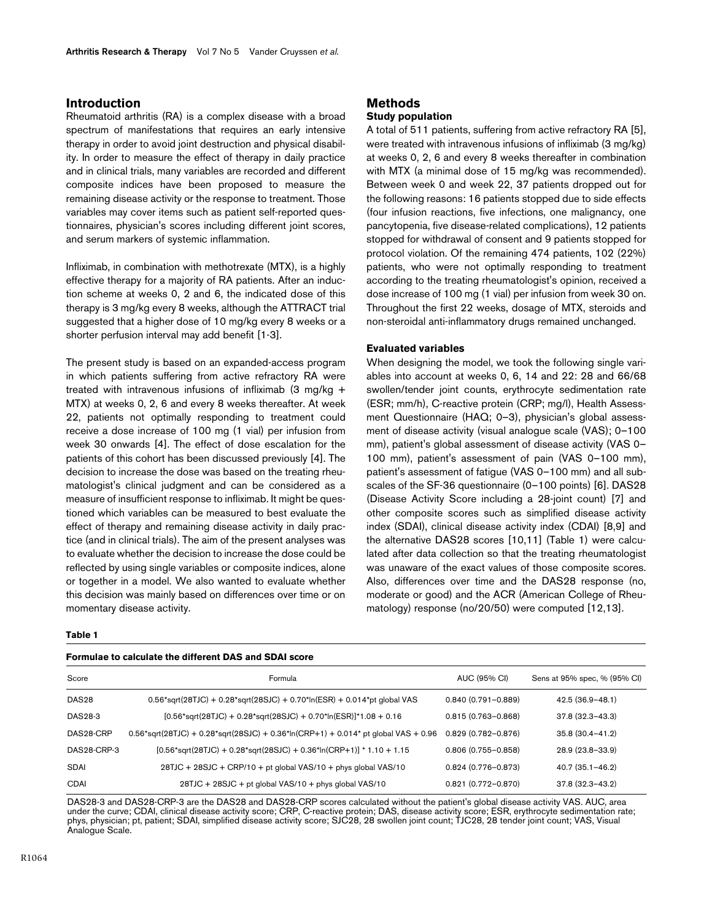## Introduction

Rheumatoid arthritis (RA) is a complex disease with a broad spectrum of manifestations that requires an early intensive therapy in order to avoid joint destruction and physical disability. In order to measure the effect of therapy in daily practice and in clinical trials, many variables are recorded and different composite indices have been proposed to measure the remaining disease activity or the response to treatment. Those variables may cover items such as patient self-reported questionnaires, physician's scores including different joint scores, and serum markers of systemic inflammation.

Infliximab, in combination with methotrexate (MTX), is a highly effective therapy for a majority of RA patients. After an induction scheme at weeks 0, 2 and 6, the indicated dose of this therapy is 3 mg/kg every 8 weeks, although the ATTRACT trial suggested that a higher dose of 10 mg/kg every 8 weeks or a shorter perfusion interval may add benefit [1-3].

The present study is based on an expanded-access program in which patients suffering from active refractory RA were treated with intravenous infusions of infliximab (3 mg/kg + MTX) at weeks 0, 2, 6 and every 8 weeks thereafter. At week 22, patients not optimally responding to treatment could receive a dose increase of 100 mg (1 vial) per infusion from week 30 onwards [4]. The effect of dose escalation for the patients of this cohort has been discussed previously [4]. The decision to increase the dose was based on the treating rheumatologist's clinical judgment and can be considered as a measure of insufficient response to infliximab. It might be questioned which variables can be measured to best evaluate the effect of therapy and remaining disease activity in daily practice (and in clinical trials). The aim of the present analyses was to evaluate whether the decision to increase the dose could be reflected by using single variables or composite indices, alone or together in a model. We also wanted to evaluate whether this decision was mainly based on differences over time or on momentary disease activity.

## Methods

### Study population

A total of 511 patients, suffering from active refractory RA [5], were treated with intravenous infusions of infliximab (3 mg/kg) at weeks 0, 2, 6 and every 8 weeks thereafter in combination with MTX (a minimal dose of 15 mg/kg was recommended). Between week 0 and week 22, 37 patients dropped out for the following reasons: 16 patients stopped due to side effects (four infusion reactions, five infections, one malignancy, one pancytopenia, five disease-related complications), 12 patients stopped for withdrawal of consent and 9 patients stopped for protocol violation. Of the remaining 474 patients, 102 (22%) patients, who were not optimally responding to treatment according to the treating rheumatologist's opinion, received a dose increase of 100 mg (1 vial) per infusion from week 30 on. Throughout the first 22 weeks, dosage of MTX, steroids and non-steroidal anti-inflammatory drugs remained unchanged.

### Evaluated variables

When designing the model, we took the following single variables into account at weeks 0, 6, 14 and 22: 28 and 66/68 swollen/tender joint counts, erythrocyte sedimentation rate (ESR; mm/h), C-reactive protein (CRP; mg/l), Health Assessment Questionnaire (HAQ; 0–3), physician's global assessment of disease activity (visual analogue scale (VAS); 0–100 mm), patient's global assessment of disease activity (VAS 0–100 mm), patient's assessment of pain (VAS 0–100 mm), patient's assessment of fatigue (VAS 0–100 mm) and all subscales of the SF-36 questionnaire (0–100 points) [6]. DAS28 (Disease Activity Score including a 28-joint count) [7] and other composite scores such as simplified disease activity index (SDAI), clinical disease activity index (CDAI) [8,9] and the alternative DAS28 scores [10,11] (Table 1) were calculated after data collection so that the treating rheumatologist was unaware of the exact values of those composite scores. Also, differences over time and the DAS28 response (no, moderate or good) and the ACR (American College of Rheumatology) response (no/20/50) were computed [12,13].

**Table 1**

**Formulae to calculate the different DAS and SDAI score**

| Score | Formula | AUC (95% CI) | Sens at 95% spec, % (95% CI) |
|---|---|---|---|
| DAS28 | 0.56*sqrt(28TJC) + 0.28*sqrt(28SJC) + 0.70*ln(ESR) + 0.014*pt global VAS | 0.840 (0.791–0.889) | 42.5 (36.9–48.1) |
| DAS28-3 | [0.56*sqrt(28TJC) + 0.28*sqrt(28SJC) + 0.70*ln(ESR)]*1.08 + 0.16 | 0.815 (0.763–0.868) | 37.8 (32.3–43.3) |
| DAS28-CRP | 0.56*sqrt(28TJC) + 0.28*sqrt(28SJC) + 0.36*ln(CRP+1) + 0.014* pt global VAS + 0.96 | 0.829 (0.782–0.876) | 35.8 (30.4–41.2) |
| DAS28-CRP-3 | [0.56*sqrt(28TJC) + 0.28*sqrt(28SJC) + 0.36*ln(CRP+1)] * 1.10 + 1.15 | 0.806 (0.755–0.858) | 28.9 (23.8–33.9) |
| SDAI | 28TJC + 28SJC + CRP/10 + pt global VAS/10 + phys global VAS/10 | 0.824 (0.776–0.873) | 40.7 (35.1–46.2) |
| CDAI | 28TJC + 28SJC + pt global VAS/10 + phys global VAS/10 | 0.821 (0.772–0.870) | 37.8 (32.3–43.2) |

DAS28-3 and DAS28-CRP-3 are the DAS28 and DAS28-CRP scores calculated without the patient's global disease activity VAS. AUC, area under the curve; CDAI, clinical disease activity score; CRP, C-reactive protein; DAS, disease activity score; ESR, erythrocyte sedimentation rate; phys, physician; pt, patient; SDAI, simplified disease activity score; SJC28, 28 swollen joint count; TJC28, 28 tender joint count; VAS, Visual Analogue Scale.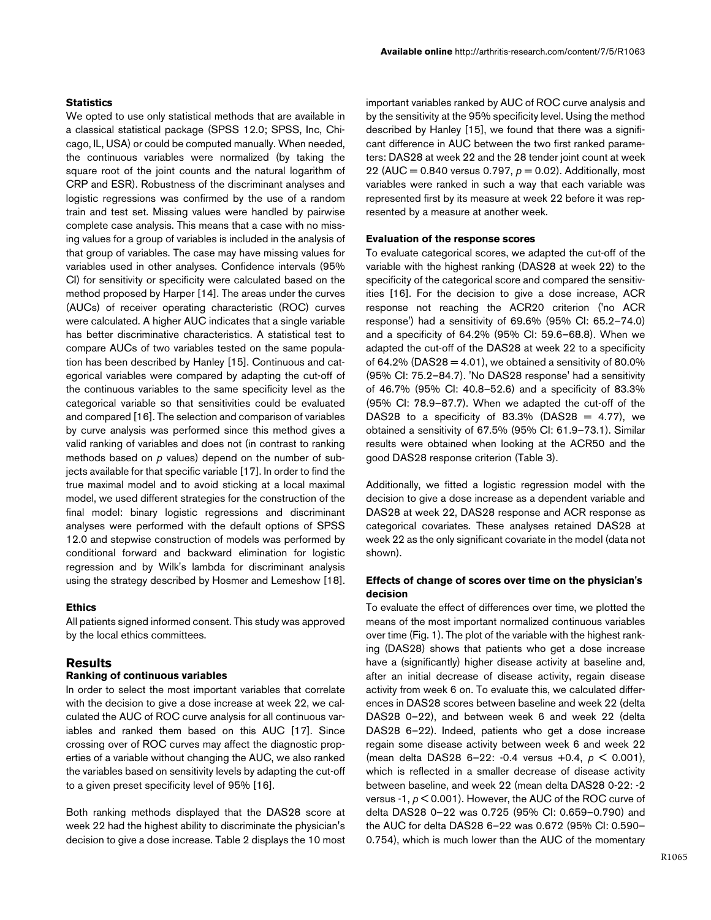### Statistics

We opted to use only statistical methods that are available in a classical statistical package (SPSS 12.0; SPSS, Inc, Chicago, IL, USA) or could be computed manually. When needed, the continuous variables were normalized (by taking the square root of the joint counts and the natural logarithm of CRP and ESR). Robustness of the discriminant analyses and logistic regressions was confirmed by the use of a random train and test set. Missing values were handled by pairwise complete case analysis. This means that a case with no missing values for a group of variables is included in the analysis of that group of variables. The case may have missing values for variables used in other analyses. Confidence intervals (95% CI) for sensitivity or specificity were calculated based on the method proposed by Harper [14]. The areas under the curves (AUCs) of receiver operating characteristic (ROC) curves were calculated. A higher AUC indicates that a single variable has better discriminative characteristics. A statistical test to compare AUCs of two variables tested on the same population has been described by Hanley [15]. Continuous and categorical variables were compared by adapting the cut-off of the continuous variables to the same specificity level as the categorical variable so that sensitivities could be evaluated and compared [16]. The selection and comparison of variables by curve analysis was performed since this method gives a valid ranking of variables and does not (in contrast to ranking methods based on *p* values) depend on the number of subjects available for that specific variable [17]. In order to find the true maximal model and to avoid sticking at a local maximal model, we used different strategies for the construction of the final model: binary logistic regressions and discriminant analyses were performed with the default options of SPSS 12.0 and stepwise construction of models was performed by conditional forward and backward elimination for logistic regression and by Wilk's lambda for discriminant analysis using the strategy described by Hosmer and Lemeshow [18].

### Ethics

All patients signed informed consent. This study was approved by the local ethics committees.

## Results

### Ranking of continuous variables

In order to select the most important variables that correlate with the decision to give a dose increase at week 22, we calculated the AUC of ROC curve analysis for all continuous variables and ranked them based on this AUC [17]. Since crossing over of ROC curves may affect the diagnostic properties of a variable without changing the AUC, we also ranked the variables based on sensitivity levels by adapting the cut-off to a given preset specificity level of 95% [16].

Both ranking methods displayed that the DAS28 score at week 22 had the highest ability to discriminate the physician's decision to give a dose increase. Table 2 displays the 10 most important variables ranked by AUC of ROC curve analysis and by the sensitivity at the 95% specificity level. Using the method described by Hanley [15], we found that there was a significant difference in AUC between the two first ranked parameters: DAS28 at week 22 and the 28 tender joint count at week 22 (AUC = 0.840 versus 0.797, $p = 0.02$). Additionally, most variables were ranked in such a way that each variable was represented first by its measure at week 22 before it was represented by a measure at another week.

### Evaluation of the response scores

To evaluate categorical scores, we adapted the cut-off of the variable with the highest ranking (DAS28 at week 22) to the specificity of the categorical score and compared the sensitivities [16]. For the decision to give a dose increase, ACR response not reaching the ACR20 criterion ('no ACR response') had a sensitivity of 69.6% (95% CI: 65.2–74.0) and a specificity of 64.2% (95% CI: 59.6–68.8). When we adapted the cut-off of the DAS28 at week 22 to a specificity of 64.2% (DAS28 = 4.01), we obtained a sensitivity of 80.0% (95% CI: 75.2–84.7). 'No DAS28 response' had a sensitivity of 46.7% (95% CI: 40.8–52.6) and a specificity of 83.3% (95% CI: 78.9–87.7). When we adapted the cut-off of the DAS28 to a specificity of 83.3% (DAS28 = 4.77), we obtained a sensitivity of 67.5% (95% CI: 61.9–73.1). Similar results were obtained when looking at the ACR50 and the good DAS28 response criterion (Table 3).

Additionally, we fitted a logistic regression model with the decision to give a dose increase as a dependent variable and DAS28 at week 22, DAS28 response and ACR response as categorical covariates. These analyses retained DAS28 at week 22 as the only significant covariate in the model (data not shown).

### Effects of change of scores over time on the physician's decision

To evaluate the effect of differences over time, we plotted the means of the most important normalized continuous variables over time (Fig. 1). The plot of the variable with the highest ranking (DAS28) shows that patients who get a dose increase have a (significantly) higher disease activity at baseline and, after an initial decrease of disease activity, regain disease activity from week 6 on. To evaluate this, we calculated differences in DAS28 scores between baseline and week 22 (delta DAS28 0–22), and between week 6 and week 22 (delta DAS28 6–22). Indeed, patients who get a dose increase regain some disease activity between week 6 and week 22 (mean delta DAS28 6–22: -0.4 versus +0.4, $p < 0.001$), which is reflected in a smaller decrease of disease activity between baseline, and week 22 (mean delta DAS28 0-22: -2 versus -1, $p < 0.001$). However, the AUC of the ROC curve of delta DAS28 0–22 was 0.725 (95% CI: 0.659–0.790) and the AUC for delta DAS28 6–22 was 0.672 (95% CI: 0.590–0.754), which is much lower than the AUC of the momentary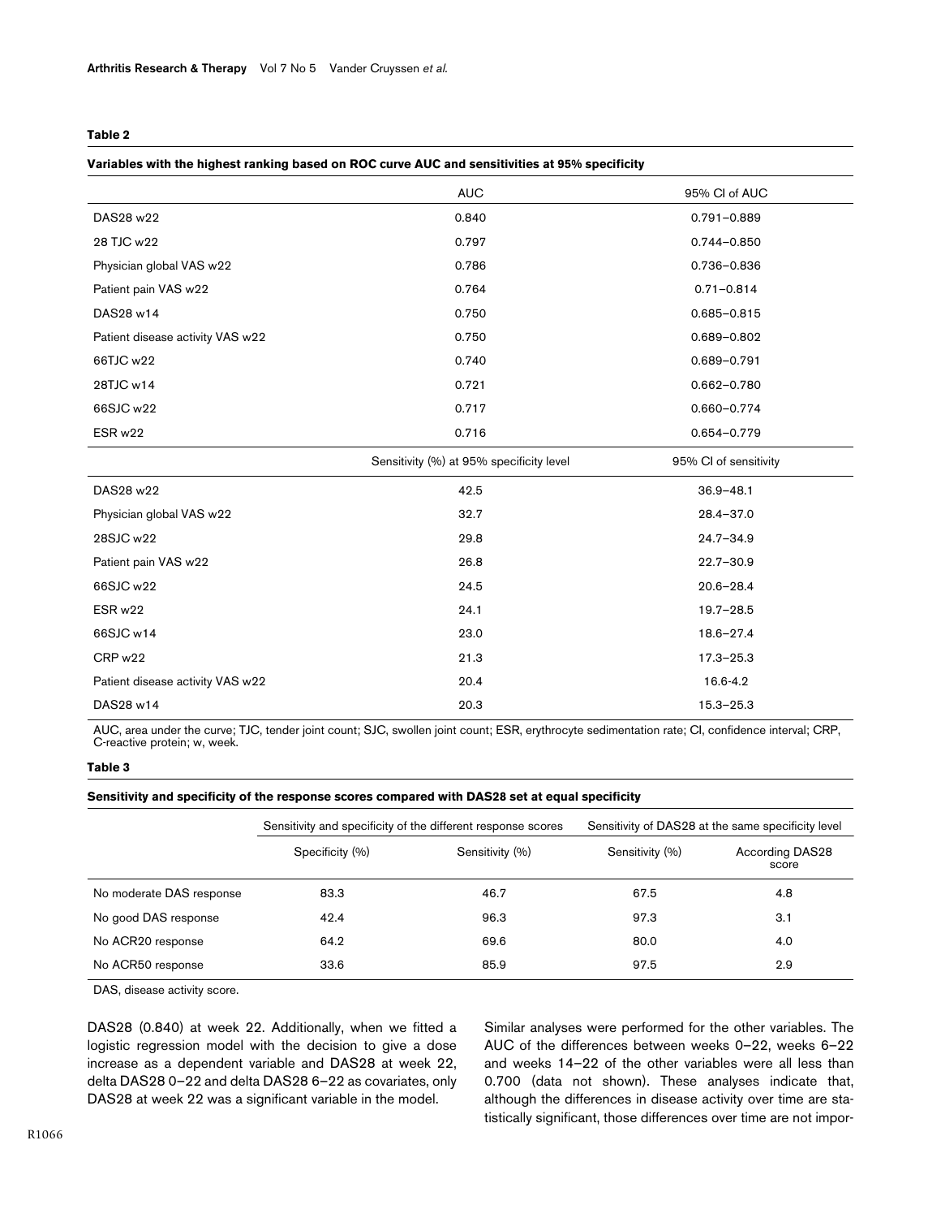**Table 2**

**Variables with the highest ranking based on ROC curve AUC and sensitivities at 95% specificity**

| | AUC | 95% CI of AUC |
|---|---|---|
| DAS28 w22 | 0.840 | 0.791–0.889 |
| 28 TJC w22 | 0.797 | 0.744–0.850 |
| Physician global VAS w22 | 0.786 | 0.736–0.836 |
| Patient pain VAS w22 | 0.764 | 0.71–0.814 |
| DAS28 w14 | 0.750 | 0.685–0.815 |
| Patient disease activity VAS w22 | 0.750 | 0.689–0.802 |
| 66TJC w22 | 0.740 | 0.689–0.791 |
| 28TJC w14 | 0.721 | 0.662–0.780 |
| 66SJC w22 | 0.717 | 0.660–0.774 |
| ESR w22 | 0.716 | 0.654–0.779 |
| | Sensitivity (%) at 95% specificity level | 95% CI of sensitivity |
| DAS28 w22 | 42.5 | 36.9–48.1 |
| Physician global VAS w22 | 32.7 | 28.4–37.0 |
| 28SJC w22 | 29.8 | 24.7–34.9 |
| Patient pain VAS w22 | 26.8 | 22.7–30.9 |
| 66SJC w22 | 24.5 | 20.6–28.4 |
| ESR w22 | 24.1 | 19.7–28.5 |
| 66SJC w14 | 23.0 | 18.6–27.4 |
| CRP w22 | 21.3 | 17.3–25.3 |
| Patient disease activity VAS w22 | 20.4 | 16.6-4.2 |
| DAS28 w14 | 20.3 | 15.3–25.3 |

AUC, area under the curve; TJC, tender joint count; SJC, swollen joint count; ESR, erythrocyte sedimentation rate; CI, confidence interval; CRP, C-reactive protein; w, week.

**Table 3**

**Sensitivity and specificity of the response scores compared with DAS28 set at equal specificity**

| | Sensitivity and specificity of the different response scores | | Sensitivity of DAS28 at the same specificity level | |
|---|---|---|---|---|
| | Specificity (%) | Sensitivity (%) | Sensitivity (%) | According DAS28 score |
| No moderate DAS response | 83.3 | 46.7 | 67.5 | 4.8 |
| No good DAS response | 42.4 | 96.3 | 97.3 | 3.1 |
| No ACR20 response | 64.2 | 69.6 | 80.0 | 4.0 |
| No ACR50 response | 33.6 | 85.9 | 97.5 | 2.9 |

DAS, disease activity score.

DAS28 (0.840) at week 22. Additionally, when we fitted a logistic regression model with the decision to give a dose increase as a dependent variable and DAS28 at week 22, delta DAS28 0–22 and delta DAS28 6–22 as covariates, only DAS28 at week 22 was a significant variable in the model.

Similar analyses were performed for the other variables. The AUC of the differences between weeks 0–22, weeks 6–22 and weeks 14–22 of the other variables were all less than 0.700 (data not shown). These analyses indicate that, although the differences in disease activity over time are statistically significant, those differences over time are not impor-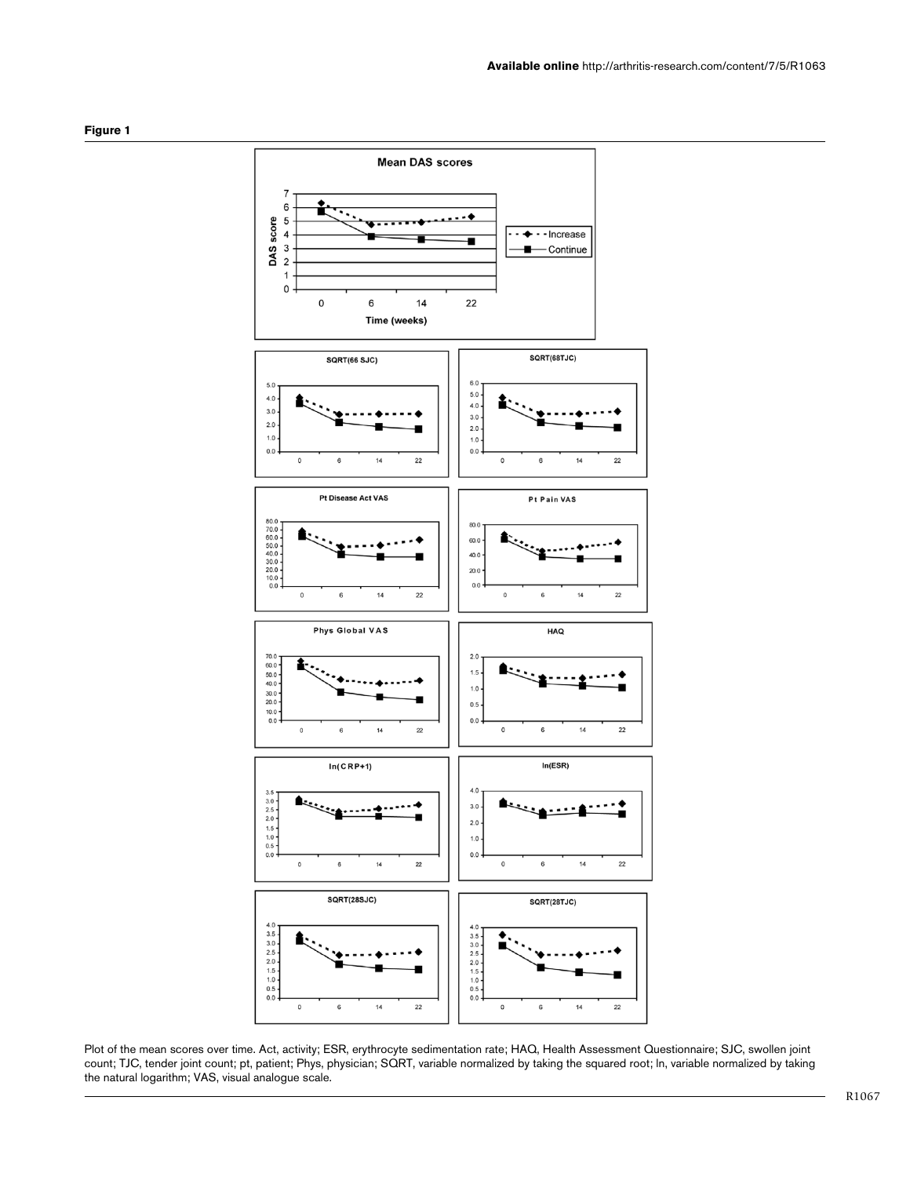**Figure 1**

Plot of the mean scores over time. Act, activity; ESR, erythrocyte sedimentation rate; HAQ, Health Assessment Questionnaire; SJC, swollen joint count; TJC, tender joint count; pt, patient; Phys, physician; SQRT, variable normalized by taking the squared root; ln, variable normalized by taking the natural logarithm; VAS, visual analogue scale.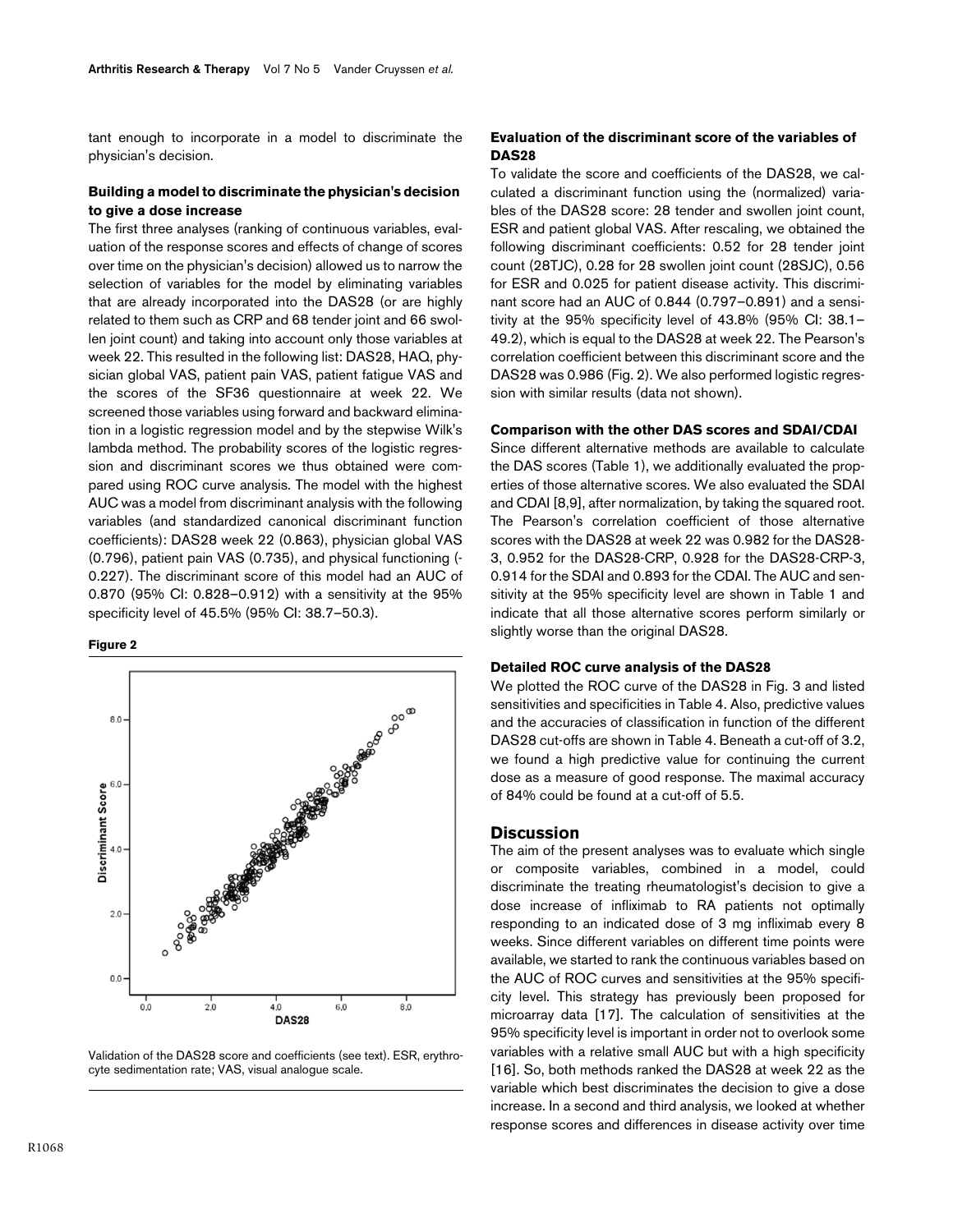tant enough to incorporate in a model to discriminate the physician's decision.

### Building a model to discriminate the physician's decision to give a dose increase

The first three analyses (ranking of continuous variables, evaluation of the response scores and effects of change of scores over time on the physician's decision) allowed us to narrow the selection of variables for the model by eliminating variables that are already incorporated into the DAS28 (or are highly related to them such as CRP and 68 tender joint and 66 swollen joint count) and taking into account only those variables at week 22. This resulted in the following list: DAS28, HAQ, physician global VAS, patient pain VAS, patient fatigue VAS and the scores of the SF36 questionnaire at week 22. We screened those variables using forward and backward elimination in a logistic regression model and by the stepwise Wilk's lambda method. The probability scores of the logistic regression and discriminant scores we thus obtained were compared using ROC curve analysis. The model with the highest AUC was a model from discriminant analysis with the following variables (and standardized canonical discriminant function coefficients): DAS28 week 22 (0.863), physician global VAS (0.796), patient pain VAS (0.735), and physical functioning (-0.227). The discriminant score of this model had an AUC of 0.870 (95% CI: 0.828–0.912) with a sensitivity at the 95% specificity level of 45.5% (95% CI: 38.7–50.3).

**Figure 2**

Validation of the DAS28 score and coefficients (see text). ESR, erythrocyte sedimentation rate; VAS, visual analogue scale.

### Evaluation of the discriminant score of the variables of DAS28

To validate the score and coefficients of the DAS28, we calculated a discriminant function using the (normalized) variables of the DAS28 score: 28 tender and swollen joint count, ESR and patient global VAS. After rescaling, we obtained the following discriminant coefficients: 0.52 for 28 tender joint count (28TJC), 0.28 for 28 swollen joint count (28SJC), 0.56 for ESR and 0.025 for patient disease activity. This discriminant score had an AUC of 0.844 (0.797–0.891) and a sensitivity at the 95% specificity level of 43.8% (95% CI: 38.1–49.2), which is equal to the DAS28 at week 22. The Pearson's correlation coefficient between this discriminant score and the DAS28 was 0.986 (Fig. 2). We also performed logistic regression with similar results (data not shown).

### Comparison with the other DAS scores and SDAI/CDAI

Since different alternative methods are available to calculate the DAS scores (Table 1), we additionally evaluated the properties of those alternative scores. We also evaluated the SDAI and CDAI [8,9], after normalization, by taking the squared root. The Pearson's correlation coefficient of those alternative scores with the DAS28 at week 22 was 0.982 for the DAS28-3, 0.952 for the DAS28-CRP, 0.928 for the DAS28-CRP-3, 0.914 for the SDAI and 0.893 for the CDAI. The AUC and sensitivity at the 95% specificity level are shown in Table 1 and indicate that all those alternative scores perform similarly or slightly worse than the original DAS28.

### Detailed ROC curve analysis of the DAS28

We plotted the ROC curve of the DAS28 in Fig. 3 and listed sensitivities and specificities in Table 4. Also, predictive values and the accuracies of classification in function of the different DAS28 cut-offs are shown in Table 4. Beneath a cut-off of 3.2, we found a high predictive value for continuing the current dose as a measure of good response. The maximal accuracy of 84% could be found at a cut-off of 5.5.

## Discussion

The aim of the present analyses was to evaluate which single or composite variables, combined in a model, could discriminate the treating rheumatologist's decision to give a dose increase of infliximab to RA patients not optimally responding to an indicated dose of 3 mg infliximab every 8 weeks. Since different variables on different time points were available, we started to rank the continuous variables based on the AUC of ROC curves and sensitivities at the 95% specificity level. This strategy has previously been proposed for microarray data [17]. The calculation of sensitivities at the 95% specificity level is important in order not to overlook some variables with a relative small AUC but with a high specificity [16]. So, both methods ranked the DAS28 at week 22 as the variable which best discriminates the decision to give a dose increase. In a second and third analysis, we looked at whether response scores and differences in disease activity over time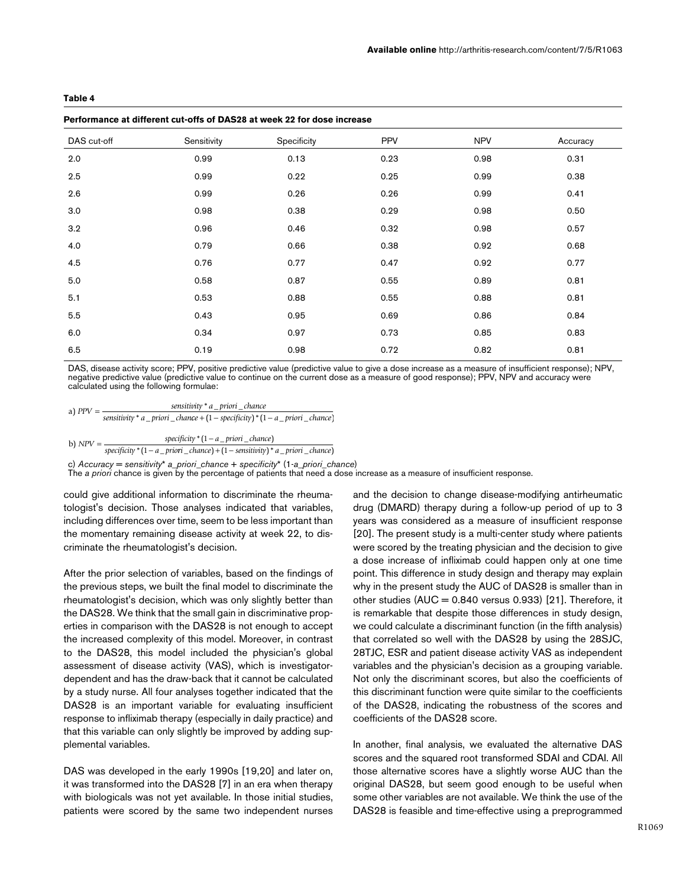**Table 4**

**Performance at different cut-offs of DAS28 at week 22 for dose increase**

| DAS cut-off | Sensitivity | Specificity | PPV | NPV | Accuracy |
|---|---|---|---|---|---|
| 2.0 | 0.99 | 0.13 | 0.23 | 0.98 | 0.31 |
| 2.5 | 0.99 | 0.22 | 0.25 | 0.99 | 0.38 |
| 2.6 | 0.99 | 0.26 | 0.26 | 0.99 | 0.41 |
| 3.0 | 0.98 | 0.38 | 0.29 | 0.98 | 0.50 |
| 3.2 | 0.96 | 0.46 | 0.32 | 0.98 | 0.57 |
| 4.0 | 0.79 | 0.66 | 0.38 | 0.92 | 0.68 |
| 4.5 | 0.76 | 0.77 | 0.47 | 0.92 | 0.77 |
| 5.0 | 0.58 | 0.87 | 0.55 | 0.89 | 0.81 |
| 5.1 | 0.53 | 0.88 | 0.55 | 0.88 | 0.81 |
| 5.5 | 0.43 | 0.95 | 0.69 | 0.86 | 0.84 |
| 6.0 | 0.34 | 0.97 | 0.73 | 0.85 | 0.83 |
| 6.5 | 0.19 | 0.98 | 0.72 | 0.82 | 0.81 |

DAS, disease activity score; PPV, positive predictive value (predictive value to give a dose increase as a measure of insufficient response); NPV, negative predictive value (predictive value to continue on the current dose as a measure of good response); PPV, NPV and accuracy were calculated using the following formulae:

a) $PPV = \frac{sensitivity * a\_priori\_chance}{sensitivity * a\_priori\_chance + (1 - specificity) * (1 - a\_priori\_chance)}$

b) $NPV = \frac{specificity * (1 - a\_priori\_chance)}{specificity * (1 - a\_priori\_chance) + (1 - sensitivity) * a\_priori\_chance}$

c) *Accuracy = sensitivity* a_priori_chance + specificity* (1-a_priori_chance)*

The *a priori* chance is given by the percentage of patients that need a dose increase as a measure of insufficient response.

could give additional information to discriminate the rheumatologist's decision. Those analyses indicated that variables, including differences over time, seem to be less important than the momentary remaining disease activity at week 22, to discriminate the rheumatologist's decision.

After the prior selection of variables, based on the findings of the previous steps, we built the final model to discriminate the rheumatologist's decision, which was only slightly better than the DAS28. We think that the small gain in discriminative properties in comparison with the DAS28 is not enough to accept the increased complexity of this model. Moreover, in contrast to the DAS28, this model included the physician's global assessment of disease activity (VAS), which is investigator-dependent and has the draw-back that it cannot be calculated by a study nurse. All four analyses together indicated that the DAS28 is an important variable for evaluating insufficient response to infliximab therapy (especially in daily practice) and that this variable can only slightly be improved by adding supplemental variables.

DAS was developed in the early 1990s [19,20] and later on, it was transformed into the DAS28 [7] in an era when therapy with biologicals was not yet available. In those initial studies, patients were scored by the same two independent nurses and the decision to change disease-modifying antirheumatic drug (DMARD) therapy during a follow-up period of up to 3 years was considered as a measure of insufficient response [20]. The present study is a multi-center study where patients were scored by the treating physician and the decision to give a dose increase of infliximab could happen only at one time point. This difference in study design and therapy may explain why in the present study the AUC of DAS28 is smaller than in other studies (AUC = 0.840 versus 0.933) [21]. Therefore, it is remarkable that despite those differences in study design, we could calculate a discriminant function (in the fifth analysis) that correlated so well with the DAS28 by using the 28SJC, 28TJC, ESR and patient disease activity VAS as independent variables and the physician's decision as a grouping variable. Not only the discriminant scores, but also the coefficients of this discriminant function were quite similar to the coefficients of the DAS28, indicating the robustness of the scores and coefficients of the DAS28 score.

In another, final analysis, we evaluated the alternative DAS scores and the squared root transformed SDAI and CDAI. All those alternative scores have a slightly worse AUC than the original DAS28, but seem good enough to be useful when some other variables are not available. We think the use of the DAS28 is feasible and time-effective using a preprogrammed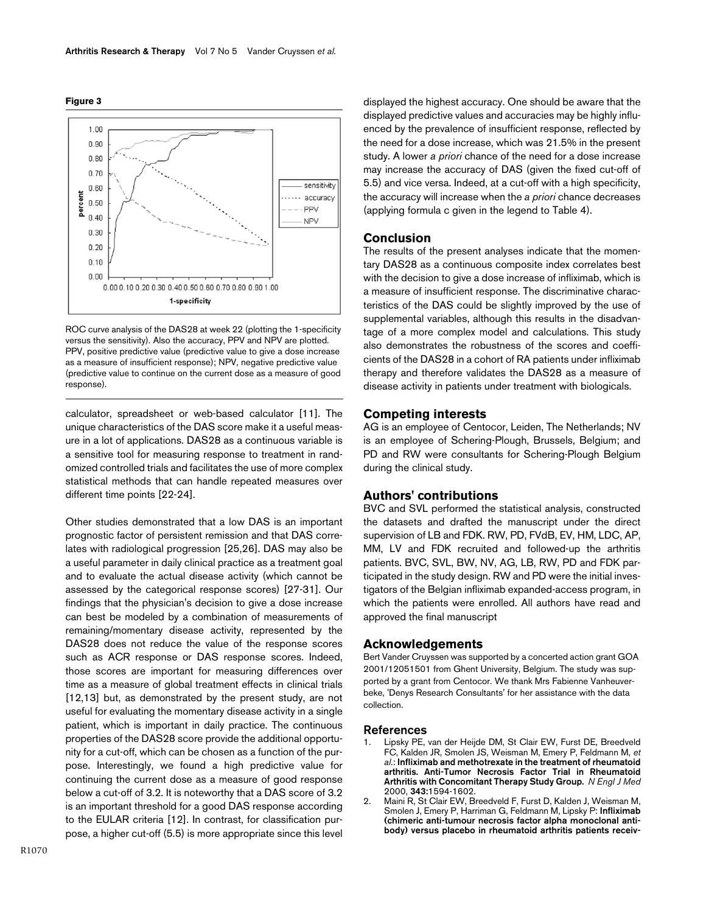**Figure 3**

ROC curve analysis of the DAS28 at week 22 (plotting the 1-specificity versus the sensitivity). Also the accuracy, PPV and NPV are plotted. PPV, positive predictive value (predictive value to give a dose increase as a measure of insufficient response); NPV, negative predictive value (predictive value to continue on the current dose as a measure of good response).

calculator, spreadsheet or web-based calculator [11]. The unique characteristics of the DAS score make it a useful measure in a lot of applications. DAS28 as a continuous variable is a sensitive tool for measuring response to treatment in randomized controlled trials and facilitates the use of more complex statistical methods that can handle repeated measures over different time points [22-24].

Other studies demonstrated that a low DAS is an important prognostic factor of persistent remission and that DAS correlates with radiological progression [25,26]. DAS may also be a useful parameter in daily clinical practice as a treatment goal and to evaluate the actual disease activity (which cannot be assessed by the categorical response scores) [27-31]. Our findings that the physician's decision to give a dose increase can best be modeled by a combination of measurements of remaining/momentary disease activity, represented by the DAS28 does not reduce the value of the response scores such as ACR response or DAS response scores. Indeed, those scores are important for measuring differences over time as a measure of global treatment effects in clinical trials [12,13] but, as demonstrated by the present study, are not useful for evaluating the momentary disease activity in a single patient, which is important in daily practice. The continuous properties of the DAS28 score provide the additional opportunity for a cut-off, which can be chosen as a function of the purpose. Interestingly, we found a high predictive value for continuing the current dose as a measure of good response below a cut-off of 3.2. It is noteworthy that a DAS score of 3.2 is an important threshold for a good DAS response according to the EULAR criteria [12]. In contrast, for classification purpose, a higher cut-off (5.5) is more appropriate since this level displayed the highest accuracy. One should be aware that the displayed predictive values and accuracies may be highly influenced by the prevalence of insufficient response, reflected by the need for a dose increase, which was 21.5% in the present study. A lower *a priori* chance of the need for a dose increase may increase the accuracy of DAS (given the fixed cut-off of 5.5) and vice versa. Indeed, at a cut-off with a high specificity, the accuracy will increase when the *a priori* chance decreases (applying formula c given in the legend to Table 4).

## Conclusion

The results of the present analyses indicate that the momentary DAS28 as a continuous composite index correlates best with the decision to give a dose increase of infliximab, which is a measure of insufficient response. The discriminative characteristics of the DAS could be slightly improved by the use of supplemental variables, although this results in the disadvantage of a more complex model and calculations. This study also demonstrates the robustness of the scores and coefficients of the DAS28 in a cohort of RA patients under infliximab therapy and therefore validates the DAS28 as a measure of disease activity in patients under treatment with biologicals.

## Competing interests

AG is an employee of Centocor, Leiden, The Netherlands; NV is an employee of Schering-Plough, Brussels, Belgium; and PD and RW were consultants for Schering-Plough Belgium during the clinical study.

## Authors' contributions

BVC and SVL performed the statistical analysis, constructed the datasets and drafted the manuscript under the direct supervision of LB and FDK. RW, PD, FVdB, EV, HM, LDC, AP, MM, LV and FDK recruited and followed-up the arthritis patients. BVC, SVL, BW, NV, AG, LB, RW, PD and FDK participated in the study design. RW and PD were the initial investigators of the Belgian infliximab expanded-access program, in which the patients were enrolled. All authors have read and approved the final manuscript

## Acknowledgements

Bert Vander Cruyssen was supported by a concerted action grant GOA 2001/12051501 from Ghent University, Belgium. The study was supported by a grant from Centocor. We thank Mrs Fabienne Vanheuverbeke, 'Denys Research Consultants' for her assistance with the data collection.

## References

1. Lipsky PE, van der Heijde DM, St Clair EW, Furst DE, Breedveld FC, Kalden JR, Smolen JS, Weisman M, Emery P, Feldmann M, *et al.*: **Infliximab and methotrexate in the treatment of rheumatoid arthritis. Anti-Tumor Necrosis Factor Trial in Rheumatoid Arthritis with Concomitant Therapy Study Group.** *N Engl J Med* 2000, **343:**1594-1602.
2. Maini R, St Clair EW, Breedveld F, Furst D, Kalden J, Weisman M, Smolen J, Emery P, Harriman G, Feldmann M, Lipsky P: **Infliximab (chimeric anti-tumour necrosis factor alpha monoclonal antibody) versus placebo in rheumatoid arthritis patients receiv-**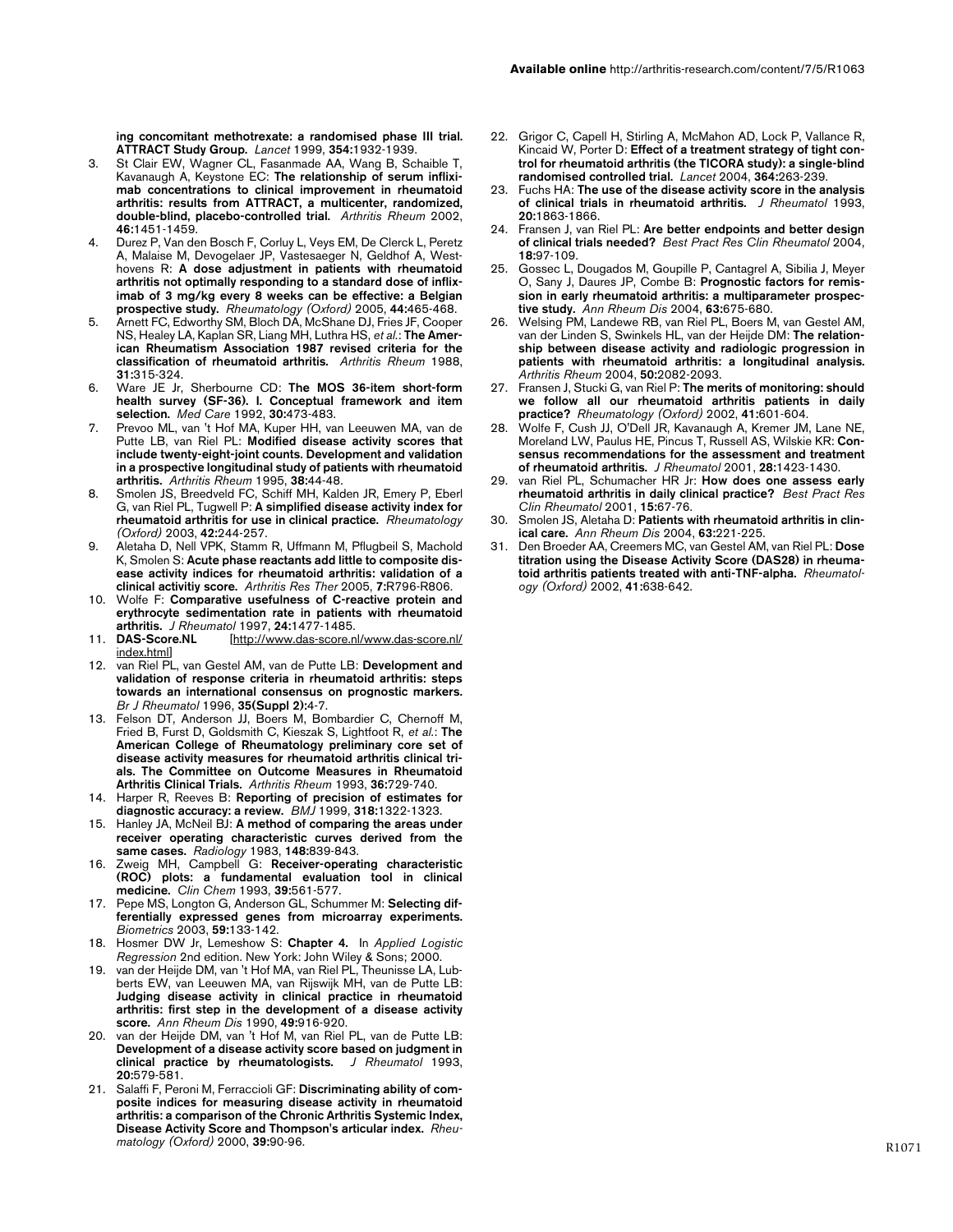ing concomitant methotrexate: a randomised phase III trial. ATTRACT Study Group. *Lancet* 1999, **354:**1932-1939.

3. St Clair EW, Wagner CL, Fasanmade AA, Wang B, Schaible T, Kavanaugh A, Keystone EC: **The relationship of serum infliximab concentrations to clinical improvement in rheumatoid arthritis: results from ATTRACT, a multicenter, randomized, double-blind, placebo-controlled trial.** *Arthritis Rheum* 2002, **46:**1451-1459.
4. Durez P, Van den Bosch F, Corluy L, Veys EM, De Clerck L, Peretz A, Malaise M, Devogelaer JP, Vastesaeger N, Geldhof A, Westhovens R: **A dose adjustment in patients with rheumatoid arthritis not optimally responding to a standard dose of infliximab of 3 mg/kg every 8 weeks can be effective: a Belgian prospective study.** *Rheumatology (Oxford)* 2005, **44:**465-468.
5. Arnett FC, Edworthy SM, Bloch DA, McShane DJ, Fries JF, Cooper NS, Healey LA, Kaplan SR, Liang MH, Luthra HS, *et al.*: **The American Rheumatism Association 1987 revised criteria for the classification of rheumatoid arthritis.** *Arthritis Rheum* 1988, **31:**315-324.
6. Ware JE Jr, Sherbourne CD: **The MOS 36-item short-form health survey (SF-36). I. Conceptual framework and item selection.** *Med Care* 1992, **30:**473-483.
7. Prevoo ML, van 't Hof MA, Kuper HH, van Leeuwen MA, van de Putte LB, van Riel PL: **Modified disease activity scores that include twenty-eight-joint counts. Development and validation in a prospective longitudinal study of patients with rheumatoid arthritis.** *Arthritis Rheum* 1995, **38:**44-48.
8. Smolen JS, Breedveld FC, Schiff MH, Kalden JR, Emery P, Eberl G, van Riel PL, Tugwell P: **A simplified disease activity index for rheumatoid arthritis for use in clinical practice.** *Rheumatology (Oxford)* 2003, **42:**244-257.
9. Aletaha D, Nell VPK, Stamm R, Uffmann M, Pflugbeil S, Machold K, Smolen S: **Acute phase reactants add little to composite disease activity indices for rheumatoid arthritis: validation of a clinical activitiy score.** *Arthritis Res Ther* 2005, **7:**R796-R806.
10. Wolfe F: **Comparative usefulness of C-reactive protein and erythrocyte sedimentation rate in patients with rheumatoid arthritis.** *J Rheumatol* 1997, **24:**1477-1485.
11. **DAS-Score.NL** [http://www.das-score.nl/www.das-score.nl/index.html]
12. van Riel PL, van Gestel AM, van de Putte LB: **Development and validation of response criteria in rheumatoid arthritis: steps towards an international consensus on prognostic markers.** *Br J Rheumatol* 1996, **35(Suppl 2):**4-7.
13. Felson DT, Anderson JJ, Boers M, Bombardier C, Chernoff M, Fried B, Furst D, Goldsmith C, Kieszak S, Lightfoot R, *et al.*: **The American College of Rheumatology preliminary core set of disease activity measures for rheumatoid arthritis clinical trials. The Committee on Outcome Measures in Rheumatoid Arthritis Clinical Trials.** *Arthritis Rheum* 1993, **36:**729-740.
14. Harper R, Reeves B: **Reporting of precision of estimates for diagnostic accuracy: a review.** *BMJ* 1999, **318:**1322-1323.
15. Hanley JA, McNeil BJ: **A method of comparing the areas under receiver operating characteristic curves derived from the same cases.** *Radiology* 1983, **148:**839-843.
16. Zweig MH, Campbell G: **Receiver-operating characteristic (ROC) plots: a fundamental evaluation tool in clinical medicine.** *Clin Chem* 1993, **39:**561-577.
17. Pepe MS, Longton G, Anderson GL, Schummer M: **Selecting differentially expressed genes from microarray experiments.** *Biometrics* 2003, **59:**133-142.
18. Hosmer DW Jr, Lemeshow S: **Chapter 4.** In *Applied Logistic Regression* 2nd edition. New York: John Wiley & Sons; 2000.
19. van der Heijde DM, van 't Hof MA, van Riel PL, Theunisse LA, Lubberts EW, van Leeuwen MA, van Rijswijk MH, van de Putte LB: **Judging disease activity in clinical practice in rheumatoid arthritis: first step in the development of a disease activity score.** *Ann Rheum Dis* 1990, **49:**916-920.
20. van der Heijde DM, van 't Hof M, van Riel PL, van de Putte LB: **Development of a disease activity score based on judgment in clinical practice by rheumatologists.** *J Rheumatol* 1993, **20:**579-581.
21. Salaffi F, Peroni M, Ferraccioli GF: **Discriminating ability of composite indices for measuring disease activity in rheumatoid arthritis: a comparison of the Chronic Arthritis Systemic Index, Disease Activity Score and Thompson's articular index.** *Rheumatology (Oxford)* 2000, **39:**90-96.
22. Grigor C, Capell H, Stirling A, McMahon AD, Lock P, Vallance R, Kincaid W, Porter D: **Effect of a treatment strategy of tight control for rheumatoid arthritis (the TICORA study): a single-blind randomised controlled trial.** *Lancet* 2004, **364:**263-239.
23. Fuchs HA: **The use of the disease activity score in the analysis of clinical trials in rheumatoid arthritis.** *J Rheumatol* 1993, **20:**1863-1866.
24. Fransen J, van Riel PL: **Are better endpoints and better design of clinical trials needed?** *Best Pract Res Clin Rheumatol* 2004, **18:**97-109.
25. Gossec L, Dougados M, Goupille P, Cantagrel A, Sibilia J, Meyer O, Sany J, Daures JP, Combe B: **Prognostic factors for remission in early rheumatoid arthritis: a multiparameter prospective study.** *Ann Rheum Dis* 2004, **63:**675-680.
26. Welsing PM, Landewe RB, van Riel PL, Boers M, van Gestel AM, van der Linden S, Swinkels HL, van der Heijde DM: **The relationship between disease activity and radiologic progression in patients with rheumatoid arthritis: a longitudinal analysis.** *Arthritis Rheum* 2004, **50:**2082-2093.
27. Fransen J, Stucki G, van Riel P: **The merits of monitoring: should we follow all our rheumatoid arthritis patients in daily practice?** *Rheumatology (Oxford)* 2002, **41:**601-604.
28. Wolfe F, Cush JJ, O'Dell JR, Kavanaugh A, Kremer JM, Lane NE, Moreland LW, Paulus HE, Pincus T, Russell AS, Wilskie KR: **Consensus recommendations for the assessment and treatment of rheumatoid arthritis.** *J Rheumatol* 2001, **28:**1423-1430.
29. van Riel PL, Schumacher HR Jr: **How does one assess early rheumatoid arthritis in daily clinical practice?** *Best Pract Res Clin Rheumatol* 2001, **15:**67-76.
30. Smolen JS, Aletaha D: **Patients with rheumatoid arthritis in clinical care.** *Ann Rheum Dis* 2004, **63:**221-225.
31. Den Broeder AA, Creemers MC, van Gestel AM, van Riel PL: **Dose titration using the Disease Activity Score (DAS28) in rheumatoid arthritis patients treated with anti-TNF-alpha.** *Rheumatology (Oxford)* 2002, **41:**638-642.